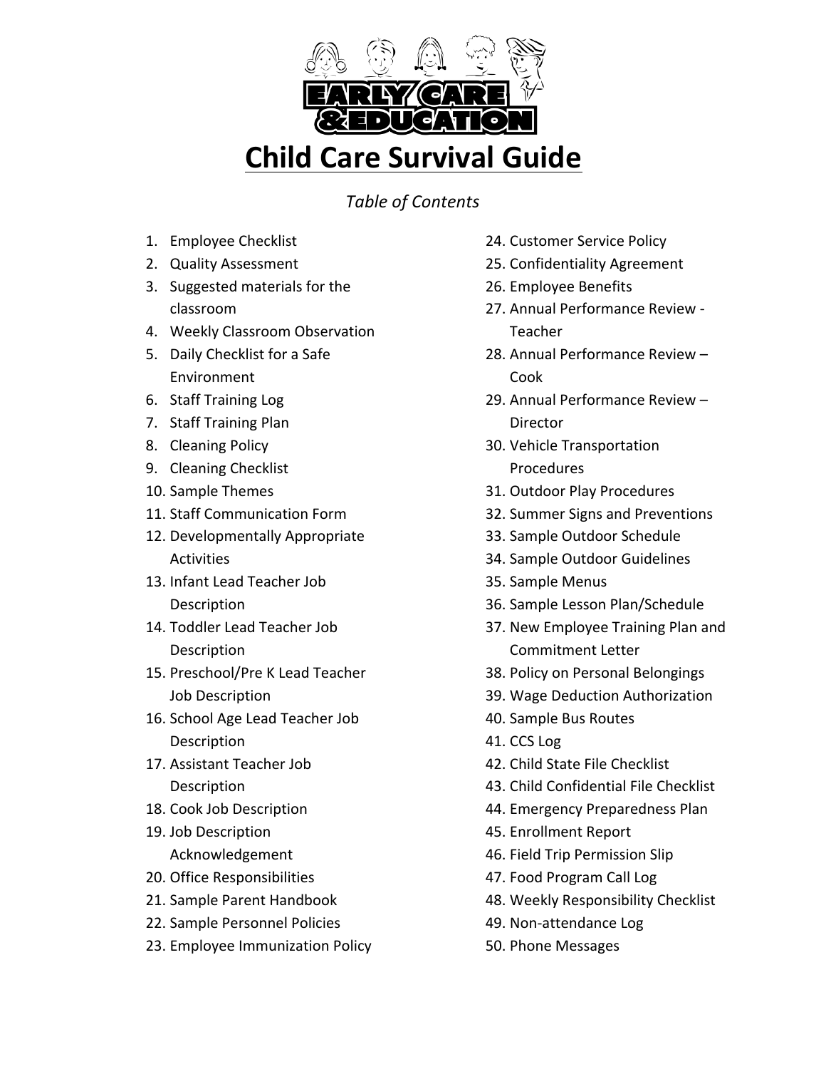# Child Care Survival Guide

*Table of Contents*

1. Employee Checklist
2. Quality Assessment
3. Suggested materials for the classroom
4. Weekly Classroom Observation
5. Daily Checklist for a Safe Environment
6. Staff Training Log
7. Staff Training Plan
8. Cleaning Policy
9. Cleaning Checklist
10. Sample Themes
11. Staff Communication Form
12. Developmentally Appropriate Activities
13. Infant Lead Teacher Job Description
14. Toddler Lead Teacher Job Description
15. Preschool/Pre K Lead Teacher Job Description
16. School Age Lead Teacher Job Description
17. Assistant Teacher Job Description
18. Cook Job Description
19. Job Description Acknowledgement
20. Office Responsibilities
21. Sample Parent Handbook
22. Sample Personnel Policies
23. Employee Immunization Policy
24. Customer Service Policy
25. Confidentiality Agreement
26. Employee Benefits
27. Annual Performance Review - Teacher
28. Annual Performance Review – Cook
29. Annual Performance Review – Director
30. Vehicle Transportation Procedures
31. Outdoor Play Procedures
32. Summer Signs and Preventions
33. Sample Outdoor Schedule
34. Sample Outdoor Guidelines
35. Sample Menus
36. Sample Lesson Plan/Schedule
37. New Employee Training Plan and Commitment Letter
38. Policy on Personal Belongings
39. Wage Deduction Authorization
40. Sample Bus Routes
41. CCS Log
42. Child State File Checklist
43. Child Confidential File Checklist
44. Emergency Preparedness Plan
45. Enrollment Report
46. Field Trip Permission Slip
47. Food Program Call Log
48. Weekly Responsibility Checklist
49. Non-attendance Log
50. Phone Messages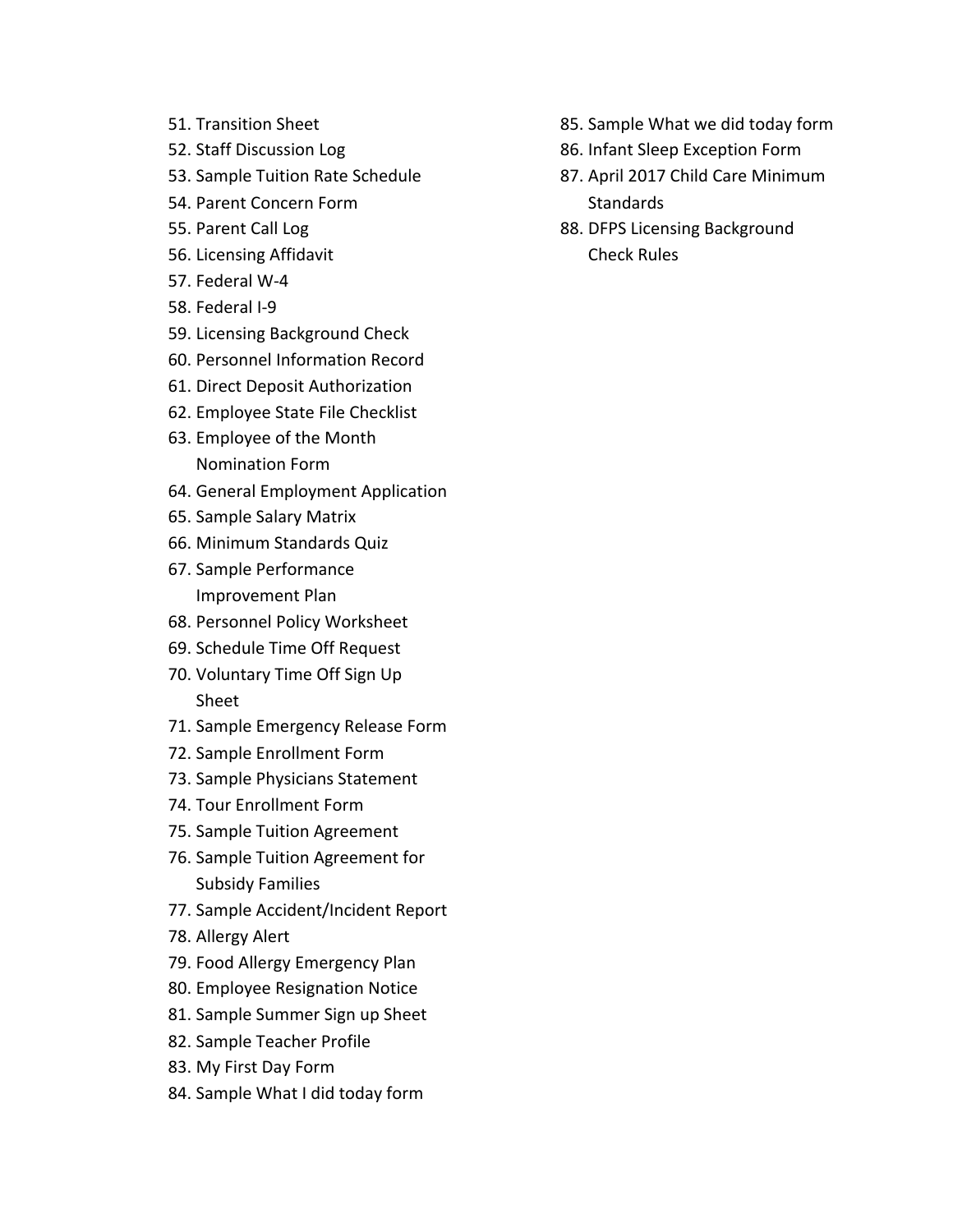51. Transition Sheet
52. Staff Discussion Log
53. Sample Tuition Rate Schedule
54. Parent Concern Form
55. Parent Call Log
56. Licensing Affidavit
57. Federal W-4
58. Federal I-9
59. Licensing Background Check
60. Personnel Information Record
61. Direct Deposit Authorization
62. Employee State File Checklist
63. Employee of the Month Nomination Form
64. General Employment Application
65. Sample Salary Matrix
66. Minimum Standards Quiz
67. Sample Performance Improvement Plan
68. Personnel Policy Worksheet
69. Schedule Time Off Request
70. Voluntary Time Off Sign Up Sheet
71. Sample Emergency Release Form
72. Sample Enrollment Form
73. Sample Physicians Statement
74. Tour Enrollment Form
75. Sample Tuition Agreement
76. Sample Tuition Agreement for Subsidy Families
77. Sample Accident/Incident Report
78. Allergy Alert
79. Food Allergy Emergency Plan
80. Employee Resignation Notice
81. Sample Summer Sign up Sheet
82. Sample Teacher Profile
83. My First Day Form
84. Sample What I did today form
85. Sample What we did today form
86. Infant Sleep Exception Form
87. April 2017 Child Care Minimum Standards
88. DFPS Licensing Background Check Rules